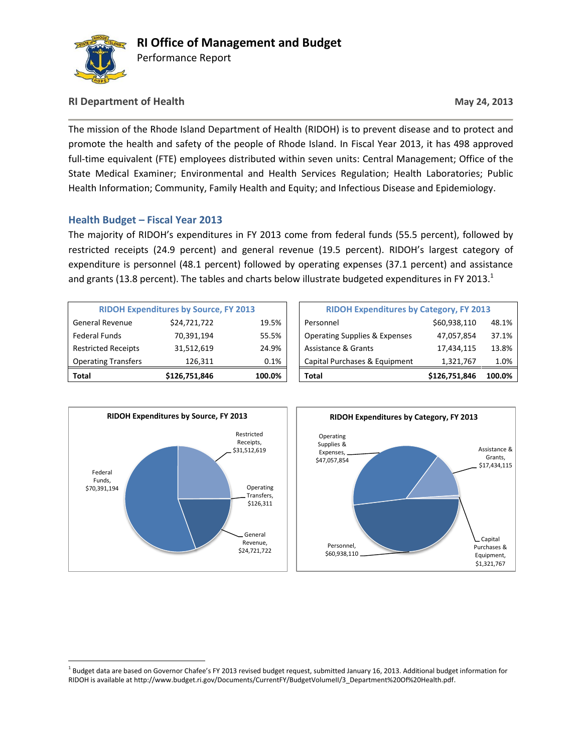# RI Office of Management and Budget

Performance Report

**RI Department of Health** **May 24, 2013**

The mission of the Rhode Island Department of Health (RIDOH) is to prevent disease and to protect and promote the health and safety of the people of Rhode Island. In Fiscal Year 2013, it has 498 approved full-time equivalent (FTE) employees distributed within seven units: Central Management; Office of the State Medical Examiner; Environmental and Health Services Regulation; Health Laboratories; Public Health Information; Community, Family Health and Equity; and Infectious Disease and Epidemiology.

## Health Budget – Fiscal Year 2013

The majority of RIDOH's expenditures in FY 2013 come from federal funds (55.5 percent), followed by restricted receipts (24.9 percent) and general revenue (19.5 percent). RIDOH's largest category of expenditure is personnel (48.1 percent) followed by operating expenses (37.1 percent) and assistance and grants (13.8 percent). The tables and charts below illustrate budgeted expenditures in FY 2013.[1]

| RIDOH Expenditures by Source, FY 2013 | | |
|---|---|---|
| General Revenue | $24,721,722 | 19.5% |
| Federal Funds | 70,391,194 | 55.5% |
| Restricted Receipts | 31,512,619 | 24.9% |
| Operating Transfers | 126,311 | 0.1% |
| **Total** | **$126,751,846** | **100.0%** |

| RIDOH Expenditures by Category, FY 2013 | | |
|---|---|---|
| Personnel | $60,938,110 | 48.1% |
| Operating Supplies & Expenses | 47,057,854 | 37.1% |
| Assistance & Grants | 17,434,115 | 13.8% |
| Capital Purchases & Equipment | 1,321,767 | 1.0% |
| **Total** | **$126,751,846** | **100.0%** |

**RIDOH Expenditures by Source, FY 2013**

Federal Funds, $70,391,194; Restricted Receipts, $31,512,619; Operating Transfers, $126,311; General Revenue, $24,721,722

**RIDOH Expenditures by Category, FY 2013**

Operating Supplies & Expenses, $47,057,854; Assistance & Grants, $17,434,115; Capital Purchases & Equipment, $1,321,767; Personnel, $60,938,110

[1] Budget data are based on Governor Chafee's FY 2013 revised budget request, submitted January 16, 2013. Additional budget information for RIDOH is available at http://www.budget.ri.gov/Documents/CurrentFY/BudgetVolumeII/3_Department%20Of%20Health.pdf.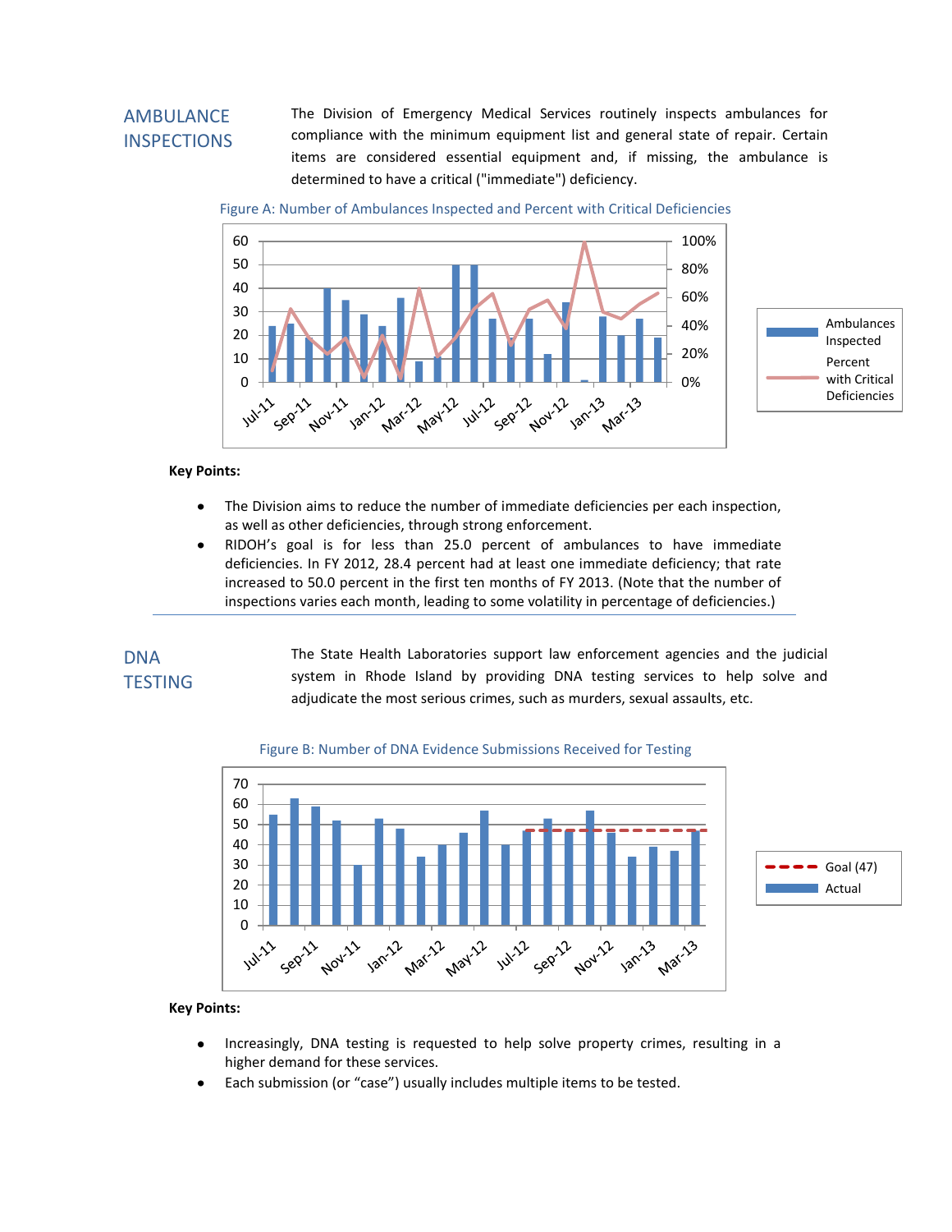## AMBULANCE INSPECTIONS

The Division of Emergency Medical Services routinely inspects ambulances for compliance with the minimum equipment list and general state of repair. Certain items are considered essential equipment and, if missing, the ambulance is determined to have a critical ("immediate") deficiency.

Figure A: Number of Ambulances Inspected and Percent with Critical Deficiencies

**Key Points:**

- The Division aims to reduce the number of immediate deficiencies per each inspection, as well as other deficiencies, through strong enforcement.
- RIDOH's goal is for less than 25.0 percent of ambulances to have immediate deficiencies. In FY 2012, 28.4 percent had at least one immediate deficiency; that rate increased to 50.0 percent in the first ten months of FY 2013. (Note that the number of inspections varies each month, leading to some volatility in percentage of deficiencies.)

## DNA TESTING

The State Health Laboratories support law enforcement agencies and the judicial system in Rhode Island by providing DNA testing services to help solve and adjudicate the most serious crimes, such as murders, sexual assaults, etc.

Figure B: Number of DNA Evidence Submissions Received for Testing

**Key Points:**

- Increasingly, DNA testing is requested to help solve property crimes, resulting in a higher demand for these services.
- Each submission (or "case") usually includes multiple items to be tested.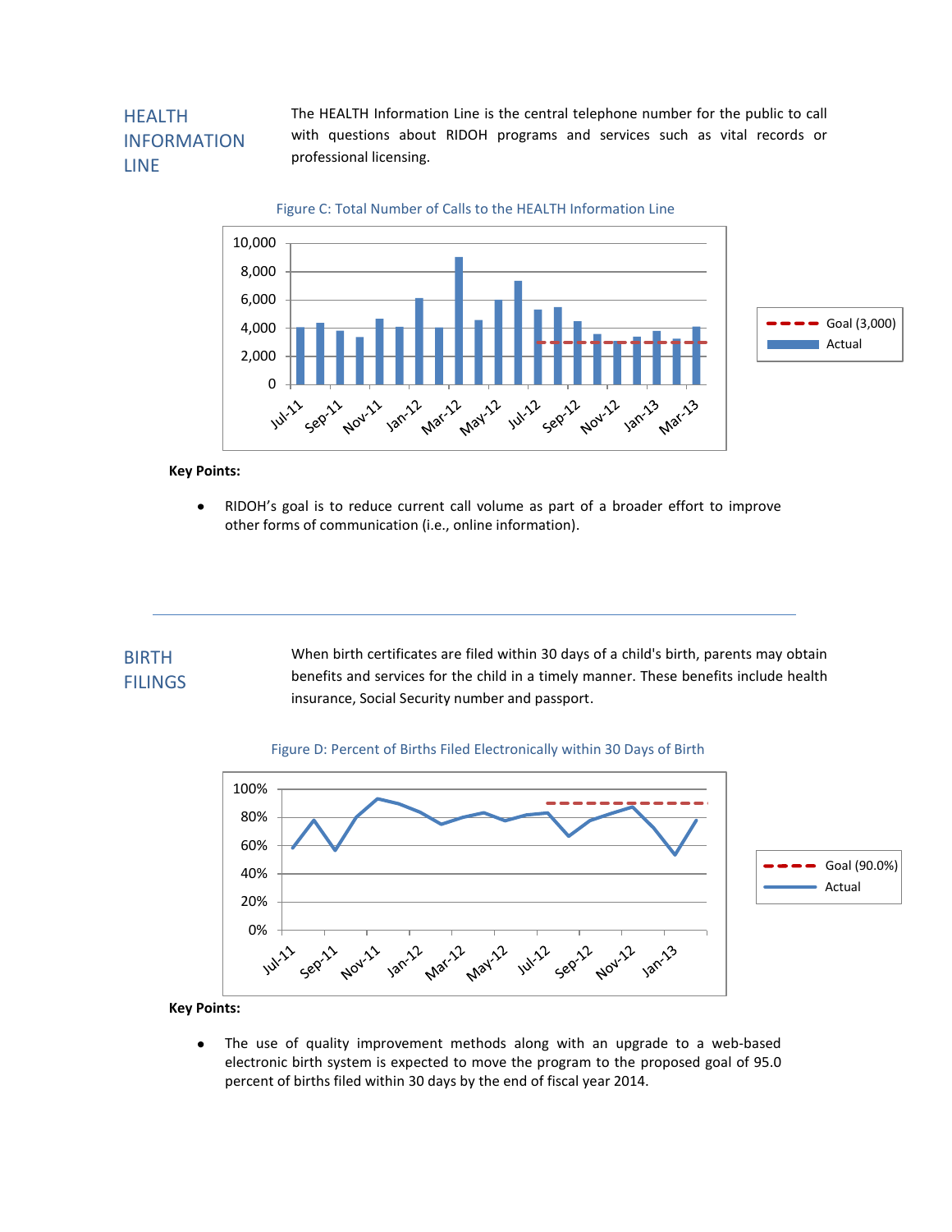## HEALTH INFORMATION LINE

The HEALTH Information Line is the central telephone number for the public to call with questions about RIDOH programs and services such as vital records or professional licensing.

Figure C: Total Number of Calls to the HEALTH Information Line

**Key Points:**

- RIDOH's goal is to reduce current call volume as part of a broader effort to improve other forms of communication (i.e., online information).

---

## BIRTH FILINGS

When birth certificates are filed within 30 days of a child's birth, parents may obtain benefits and services for the child in a timely manner. These benefits include health insurance, Social Security number and passport.

Figure D: Percent of Births Filed Electronically within 30 Days of Birth

**Key Points:**

- The use of quality improvement methods along with an upgrade to a web-based electronic birth system is expected to move the program to the proposed goal of 95.0 percent of births filed within 30 days by the end of fiscal year 2014.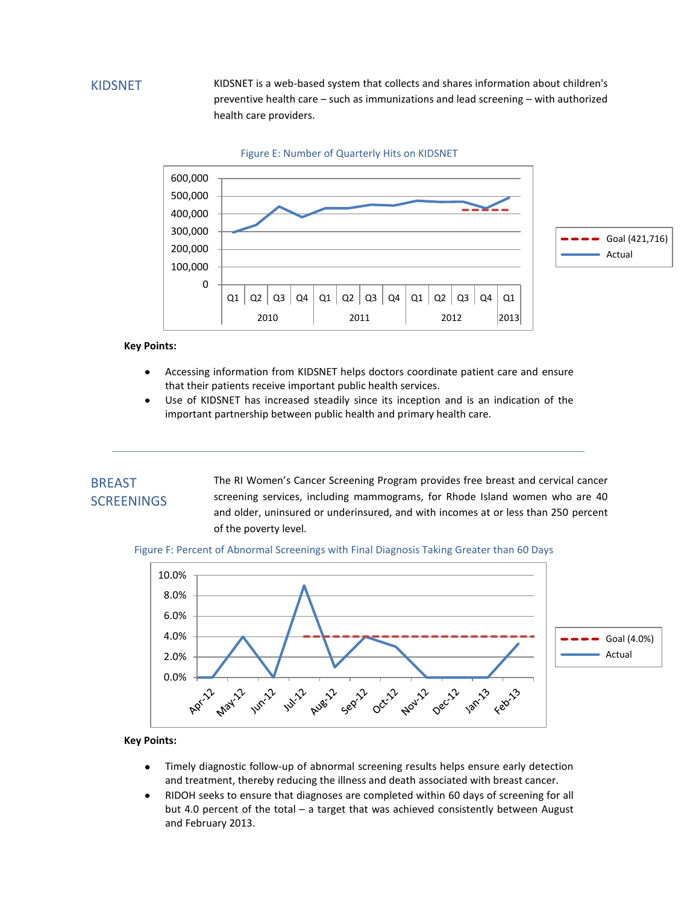## KIDSNET

KIDSNET is a web-based system that collects and shares information about children's preventive health care – such as immunizations and lead screening – with authorized health care providers.

Figure E: Number of Quarterly Hits on KIDSNET

**Key Points:**

- Accessing information from KIDSNET helps doctors coordinate patient care and ensure that their patients receive important public health services.
- Use of KIDSNET has increased steadily since its inception and is an indication of the important partnership between public health and primary health care.

---

## BREAST SCREENINGS

The RI Women's Cancer Screening Program provides free breast and cervical cancer screening services, including mammograms, for Rhode Island women who are 40 and older, uninsured or underinsured, and with incomes at or less than 250 percent of the poverty level.

Figure F: Percent of Abnormal Screenings with Final Diagnosis Taking Greater than 60 Days

**Key Points:**

- Timely diagnostic follow-up of abnormal screening results helps ensure early detection and treatment, thereby reducing the illness and death associated with breast cancer.
- RIDOH seeks to ensure that diagnoses are completed within 60 days of screening for all but 4.0 percent of the total – a target that was achieved consistently between August and February 2013.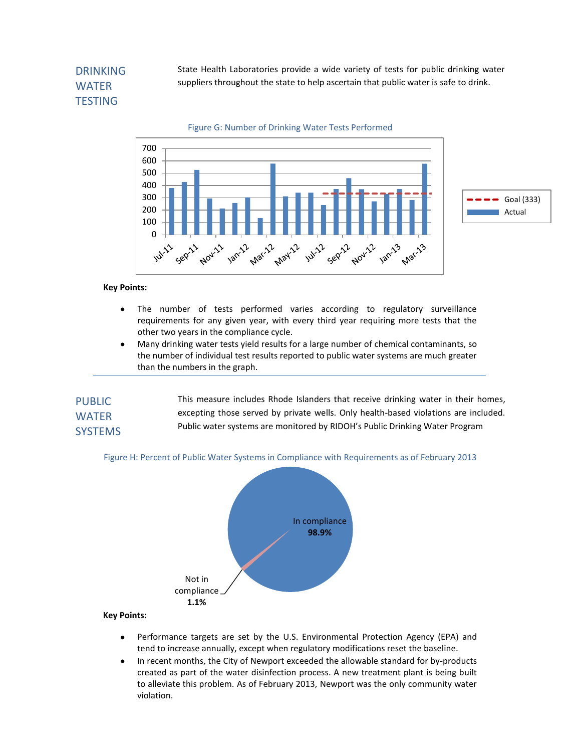## DRINKING WATER TESTING

State Health Laboratories provide a wide variety of tests for public drinking water suppliers throughout the state to help ascertain that public water is safe to drink.

Figure G: Number of Drinking Water Tests Performed

**Key Points:**

- The number of tests performed varies according to regulatory surveillance requirements for any given year, with every third year requiring more tests that the other two years in the compliance cycle.
- Many drinking water tests yield results for a large number of chemical contaminants, so the number of individual test results reported to public water systems are much greater than the numbers in the graph.

## PUBLIC WATER SYSTEMS

This measure includes Rhode Islanders that receive drinking water in their homes, excepting those served by private wells. Only health-based violations are included. Public water systems are monitored by RIDOH's Public Drinking Water Program

Figure H: Percent of Public Water Systems in Compliance with Requirements as of February 2013

**Key Points:**

- Performance targets are set by the U.S. Environmental Protection Agency (EPA) and tend to increase annually, except when regulatory modifications reset the baseline.
- In recent months, the City of Newport exceeded the allowable standard for by-products created as part of the water disinfection process. A new treatment plant is being built to alleviate this problem. As of February 2013, Newport was the only community water violation.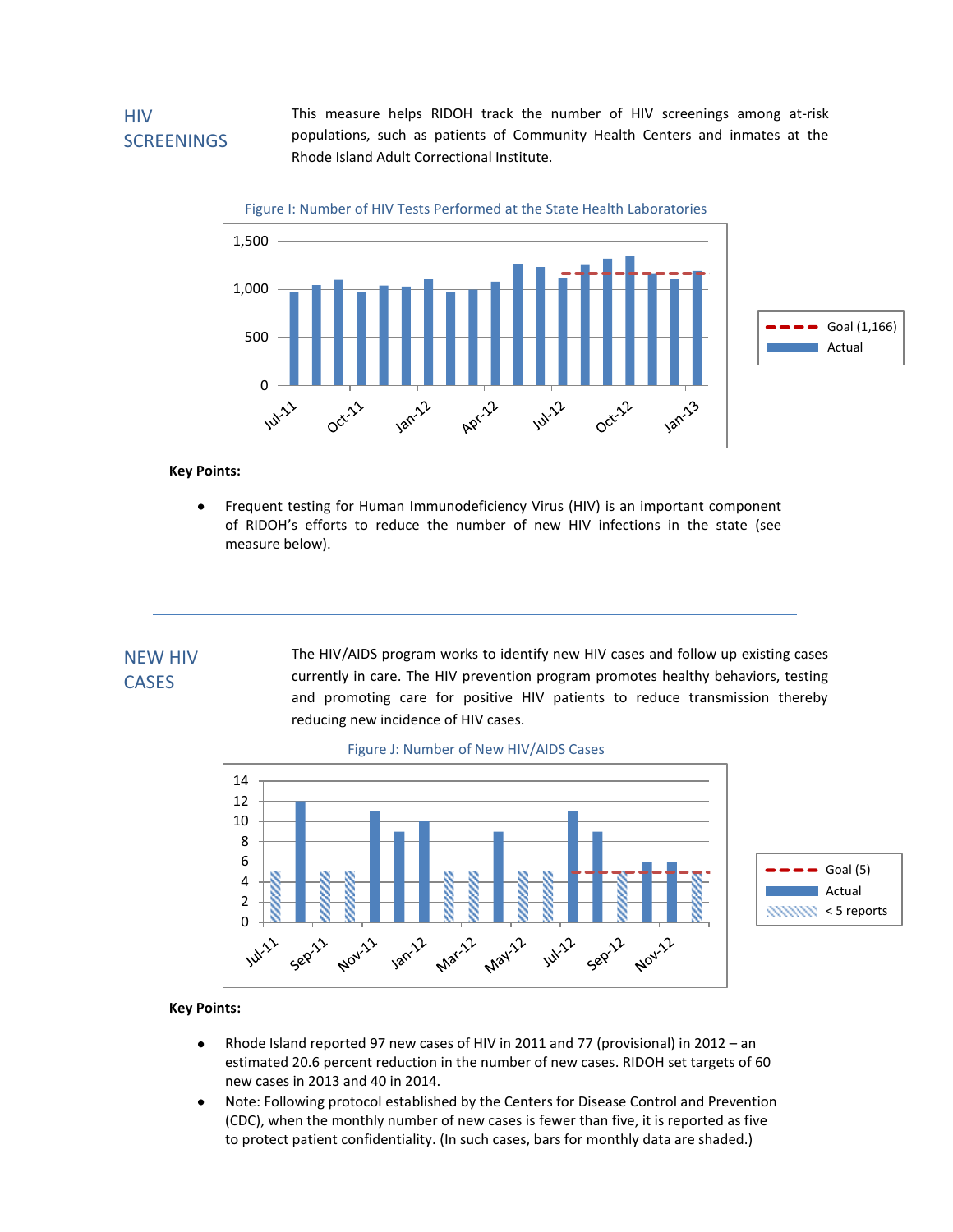## HIV SCREENINGS

This measure helps RIDOH track the number of HIV screenings among at-risk populations, such as patients of Community Health Centers and inmates at the Rhode Island Adult Correctional Institute.

Figure I: Number of HIV Tests Performed at the State Health Laboratories

**Key Points:**

- Frequent testing for Human Immunodeficiency Virus (HIV) is an important component of RIDOH's efforts to reduce the number of new HIV infections in the state (see measure below).

---

## NEW HIV CASES

The HIV/AIDS program works to identify new HIV cases and follow up existing cases currently in care. The HIV prevention program promotes healthy behaviors, testing and promoting care for positive HIV patients to reduce transmission thereby reducing new incidence of HIV cases.

Figure J: Number of New HIV/AIDS Cases

**Key Points:**

- Rhode Island reported 97 new cases of HIV in 2011 and 77 (provisional) in 2012 – an estimated 20.6 percent reduction in the number of new cases. RIDOH set targets of 60 new cases in 2013 and 40 in 2014.
- Note: Following protocol established by the Centers for Disease Control and Prevention (CDC), when the monthly number of new cases is fewer than five, it is reported as five to protect patient confidentiality. (In such cases, bars for monthly data are shaded.)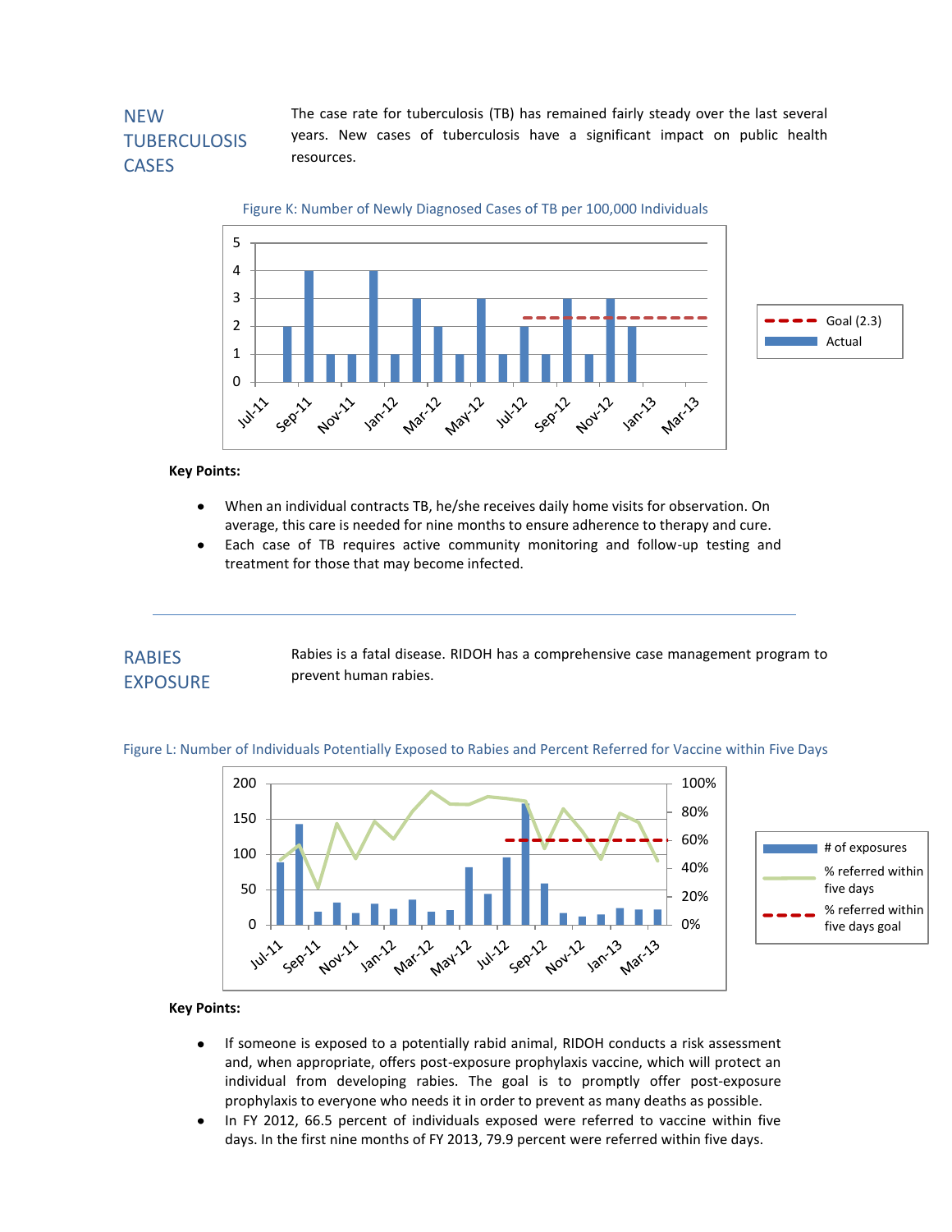## NEW TUBERCULOSIS CASES

The case rate for tuberculosis (TB) has remained fairly steady over the last several years. New cases of tuberculosis have a significant impact on public health resources.

Figure K: Number of Newly Diagnosed Cases of TB per 100,000 Individuals

**Key Points:**

- When an individual contracts TB, he/she receives daily home visits for observation. On average, this care is needed for nine months to ensure adherence to therapy and cure.
- Each case of TB requires active community monitoring and follow-up testing and treatment for those that may become infected.

---

## RABIES EXPOSURE

Rabies is a fatal disease. RIDOH has a comprehensive case management program to prevent human rabies.

Figure L: Number of Individuals Potentially Exposed to Rabies and Percent Referred for Vaccine within Five Days

**Key Points:**

- If someone is exposed to a potentially rabid animal, RIDOH conducts a risk assessment and, when appropriate, offers post-exposure prophylaxis vaccine, which will protect an individual from developing rabies. The goal is to promptly offer post-exposure prophylaxis to everyone who needs it in order to prevent as many deaths as possible.
- In FY 2012, 66.5 percent of individuals exposed were referred to vaccine within five days. In the first nine months of FY 2013, 79.9 percent were referred within five days.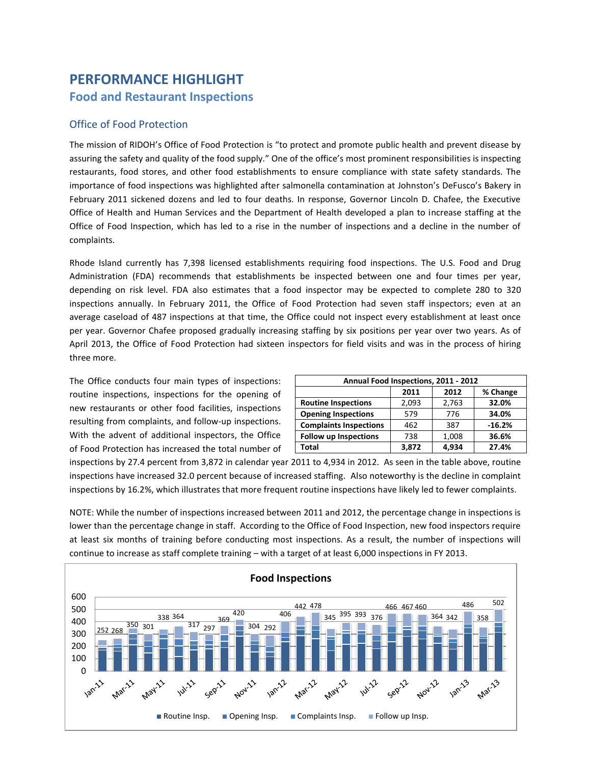# PERFORMANCE HIGHLIGHT

## Food and Restaurant Inspections

### Office of Food Protection

The mission of RIDOH's Office of Food Protection is "to protect and promote public health and prevent disease by assuring the safety and quality of the food supply." One of the office's most prominent responsibilities is inspecting restaurants, food stores, and other food establishments to ensure compliance with state safety standards. The importance of food inspections was highlighted after salmonella contamination at Johnston's DeFusco's Bakery in February 2011 sickened dozens and led to four deaths. In response, Governor Lincoln D. Chafee, the Executive Office of Health and Human Services and the Department of Health developed a plan to increase staffing at the Office of Food Inspection, which has led to a rise in the number of inspections and a decline in the number of complaints.

Rhode Island currently has 7,398 licensed establishments requiring food inspections. The U.S. Food and Drug Administration (FDA) recommends that establishments be inspected between one and four times per year, depending on risk level. FDA also estimates that a food inspector may be expected to complete 280 to 320 inspections annually. In February 2011, the Office of Food Protection had seven staff inspectors; even at an average caseload of 487 inspections at that time, the Office could not inspect every establishment at least once per year. Governor Chafee proposed gradually increasing staffing by six positions per year over two years. As of April 2013, the Office of Food Protection had sixteen inspectors for field visits and was in the process of hiring three more.

The Office conducts four main types of inspections: routine inspections, inspections for the opening of new restaurants or other food facilities, inspections resulting from complaints, and follow-up inspections. With the advent of additional inspectors, the Office of Food Protection has increased the total number of inspections by 27.4 percent from 3,872 in calendar year 2011 to 4,934 in 2012. As seen in the table above, routine inspections have increased 32.0 percent because of increased staffing. Also noteworthy is the decline in complaint inspections by 16.2%, which illustrates that more frequent routine inspections have likely led to fewer complaints.

| Annual Food Inspections, 2011 - 2012 | | | |
|---|---|---|---|
| | **2011** | **2012** | **% Change** |
| **Routine Inspections** | 2,093 | 2,763 | **32.0%** |
| **Opening Inspections** | 579 | 776 | **34.0%** |
| **Complaints Inspections** | 462 | 387 | **-16.2%** |
| **Follow up Inspections** | 738 | 1,008 | **36.6%** |
| **Total** | **3,872** | **4,934** | **27.4%** |

NOTE: While the number of inspections increased between 2011 and 2012, the percentage change in inspections is lower than the percentage change in staff. According to the Office of Food Inspection, new food inspectors require at least six months of training before conducting most inspections. As a result, the number of inspections will continue to increase as staff complete training – with a target of at least 6,000 inspections in FY 2013.

Food Inspections

600
500
400
300
200
100
0

252 268 350 301 338 364 317 297 369 420 304 292 406 442 478 345 395 393 376 466 467 460 364 342 486 358 502

Jan-11 Mar-11 May-11 Jul-11 Sep-11 Nov-11 Jan-12 Mar-12 May-12 Jul-12 Sep-12 Nov-12 Jan-13 Mar-13

Routine Insp. Opening Insp. Complaints Insp. Follow up Insp.